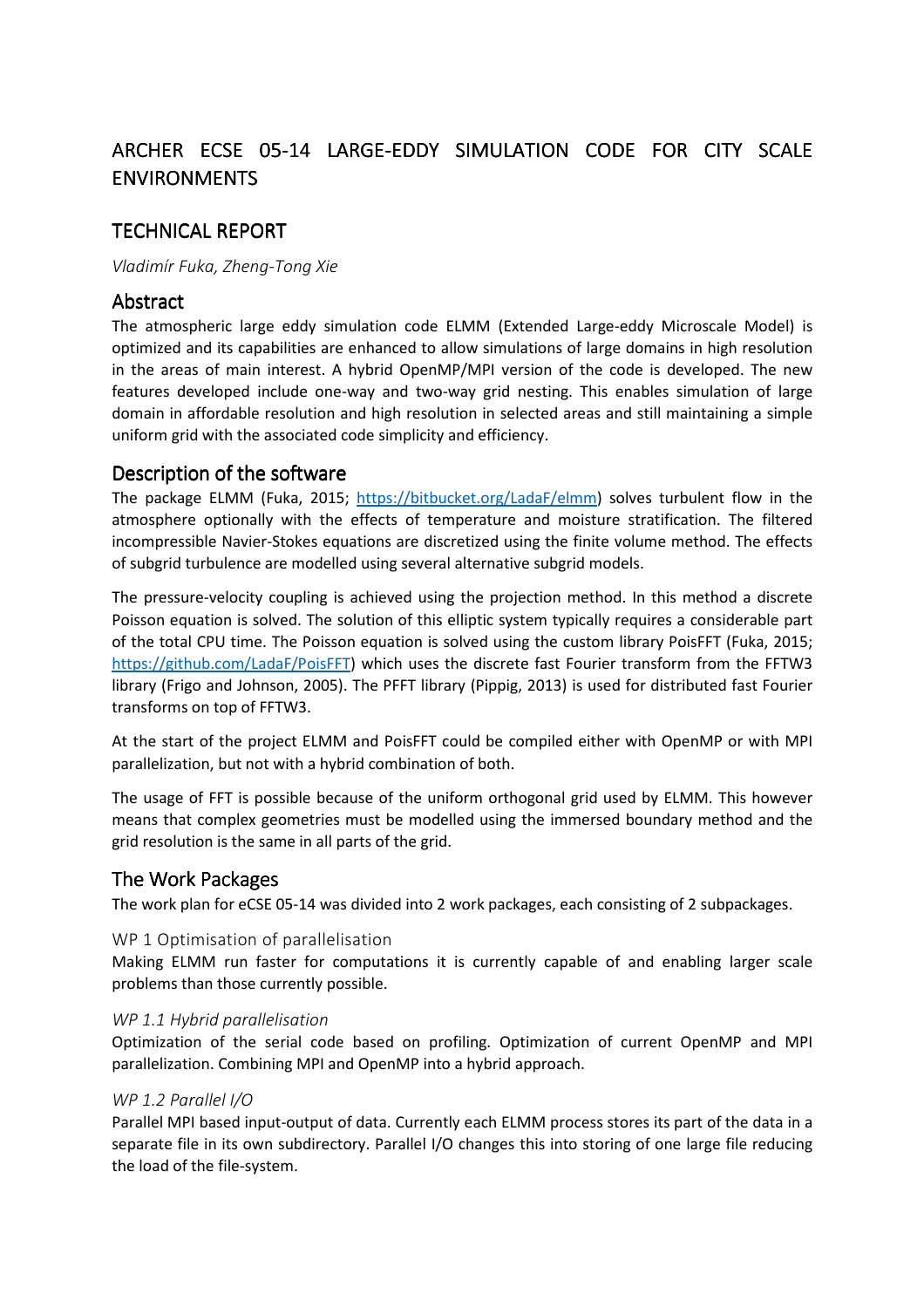# ARCHER ECSE 05-14 LARGE-EDDY SIMULATION CODE FOR CITY SCALE ENVIRONMENTS

## TECHNICAL REPORT

*Vladimír Fuka, Zheng-Tong Xie*

## Abstract

The atmospheric large eddy simulation code ELMM (Extended Large-eddy Microscale Model) is optimized and its capabilities are enhanced to allow simulations of large domains in high resolution in the areas of main interest. A hybrid OpenMP/MPI version of the code is developed. The new features developed include one-way and two-way grid nesting. This enables simulation of large domain in affordable resolution and high resolution in selected areas and still maintaining a simple uniform grid with the associated code simplicity and efficiency.

## Description of the software

The package ELMM (Fuka, 2015; https://bitbucket.org/LadaF/elmm) solves turbulent flow in the atmosphere optionally with the effects of temperature and moisture stratification. The filtered incompressible Navier-Stokes equations are discretized using the finite volume method. The effects of subgrid turbulence are modelled using several alternative subgrid models.

The pressure-velocity coupling is achieved using the projection method. In this method a discrete Poisson equation is solved. The solution of this elliptic system typically requires a considerable part of the total CPU time. The Poisson equation is solved using the custom library PoisFFT (Fuka, 2015; https://github.com/LadaF/PoisFFT) which uses the discrete fast Fourier transform from the FFTW3 library (Frigo and Johnson, 2005). The PFFT library (Pippig, 2013) is used for distributed fast Fourier transforms on top of FFTW3.

At the start of the project ELMM and PoisFFT could be compiled either with OpenMP or with MPI parallelization, but not with a hybrid combination of both.

The usage of FFT is possible because of the uniform orthogonal grid used by ELMM. This however means that complex geometries must be modelled using the immersed boundary method and the grid resolution is the same in all parts of the grid.

## The Work Packages

The work plan for eCSE 05-14 was divided into 2 work packages, each consisting of 2 subpackages.

### WP 1 Optimisation of parallelisation

Making ELMM run faster for computations it is currently capable of and enabling larger scale problems than those currently possible.

#### *WP 1.1 Hybrid parallelisation*

Optimization of the serial code based on profiling. Optimization of current OpenMP and MPI parallelization. Combining MPI and OpenMP into a hybrid approach.

#### *WP 1.2 Parallel I/O*

Parallel MPI based input-output of data. Currently each ELMM process stores its part of the data in a separate file in its own subdirectory. Parallel I/O changes this into storing of one large file reducing the load of the file-system.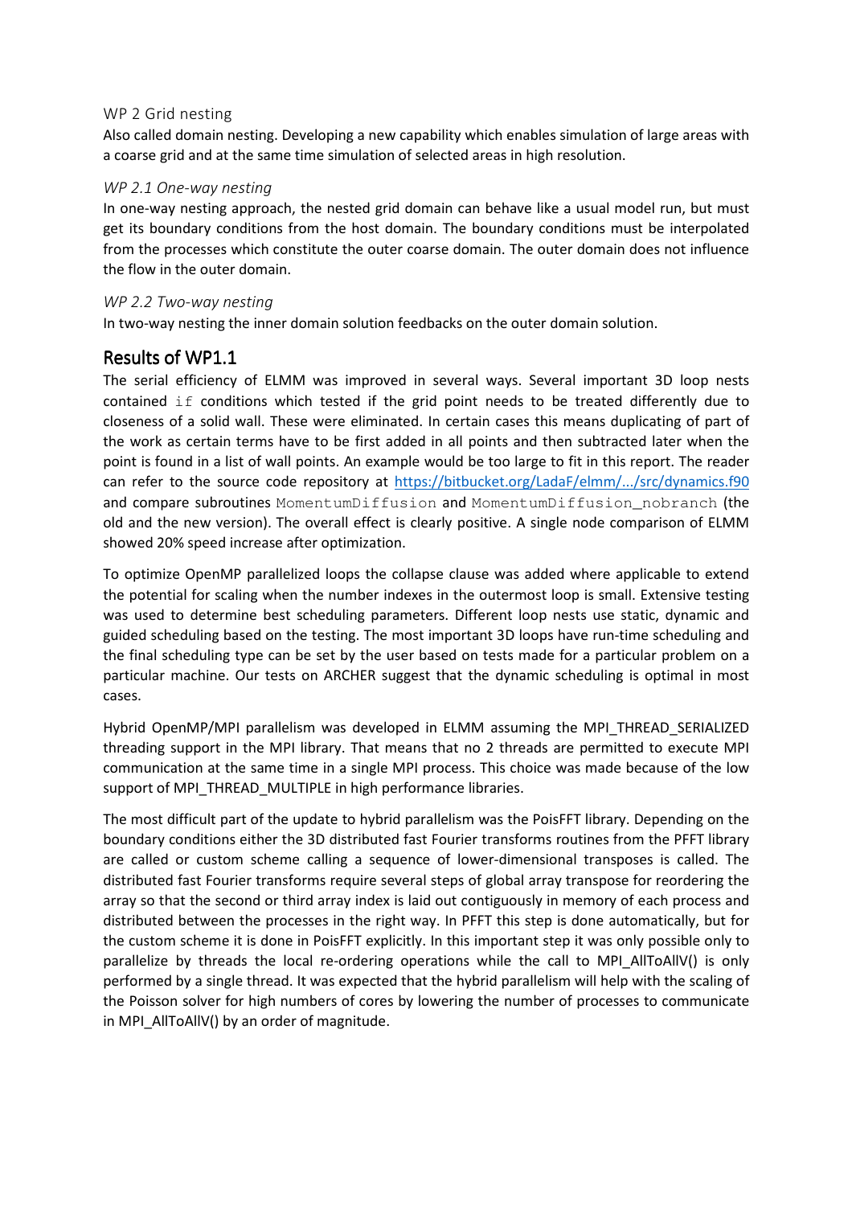### WP 2 Grid nesting

Also called domain nesting. Developing a new capability which enables simulation of large areas with a coarse grid and at the same time simulation of selected areas in high resolution.

#### *WP 2.1 One-way nesting*

In one-way nesting approach, the nested grid domain can behave like a usual model run, but must get its boundary conditions from the host domain. The boundary conditions must be interpolated from the processes which constitute the outer coarse domain. The outer domain does not influence the flow in the outer domain.

#### *WP 2.2 Two-way nesting*

In two-way nesting the inner domain solution feedbacks on the outer domain solution.

## Results of WP1.1

The serial efficiency of ELMM was improved in several ways. Several important 3D loop nests contained `if` conditions which tested if the grid point needs to be treated differently due to closeness of a solid wall. These were eliminated. In certain cases this means duplicating of part of the work as certain terms have to be first added in all points and then subtracted later when the point is found in a list of wall points. An example would be too large to fit in this report. The reader can refer to the source code repository at [https://bitbucket.org/LadaF/elmm/.../src/dynamics.f90](https://bitbucket.org/LadaF/elmm/.../src/dynamics.f90) and compare subroutines `MomentumDiffusion` and `MomentumDiffusion_nobranch` (the old and the new version). The overall effect is clearly positive. A single node comparison of ELMM showed 20% speed increase after optimization.

To optimize OpenMP parallelized loops the collapse clause was added where applicable to extend the potential for scaling when the number indexes in the outermost loop is small. Extensive testing was used to determine best scheduling parameters. Different loop nests use static, dynamic and guided scheduling based on the testing. The most important 3D loops have run-time scheduling and the final scheduling type can be set by the user based on tests made for a particular problem on a particular machine. Our tests on ARCHER suggest that the dynamic scheduling is optimal in most cases.

Hybrid OpenMP/MPI parallelism was developed in ELMM assuming the MPI_THREAD_SERIALIZED threading support in the MPI library. That means that no 2 threads are permitted to execute MPI communication at the same time in a single MPI process. This choice was made because of the low support of MPI_THREAD_MULTIPLE in high performance libraries.

The most difficult part of the update to hybrid parallelism was the PoisFFT library. Depending on the boundary conditions either the 3D distributed fast Fourier transforms routines from the PFFT library are called or custom scheme calling a sequence of lower-dimensional transposes is called. The distributed fast Fourier transforms require several steps of global array transpose for reordering the array so that the second or third array index is laid out contiguously in memory of each process and distributed between the processes in the right way. In PFFT this step is done automatically, but for the custom scheme it is done in PoisFFT explicitly. In this important step it was only possible only to parallelize by threads the local re-ordering operations while the call to MPI_AllToAllV() is only performed by a single thread. It was expected that the hybrid parallelism will help with the scaling of the Poisson solver for high numbers of cores by lowering the number of processes to communicate in MPI_AllToAllV() by an order of magnitude.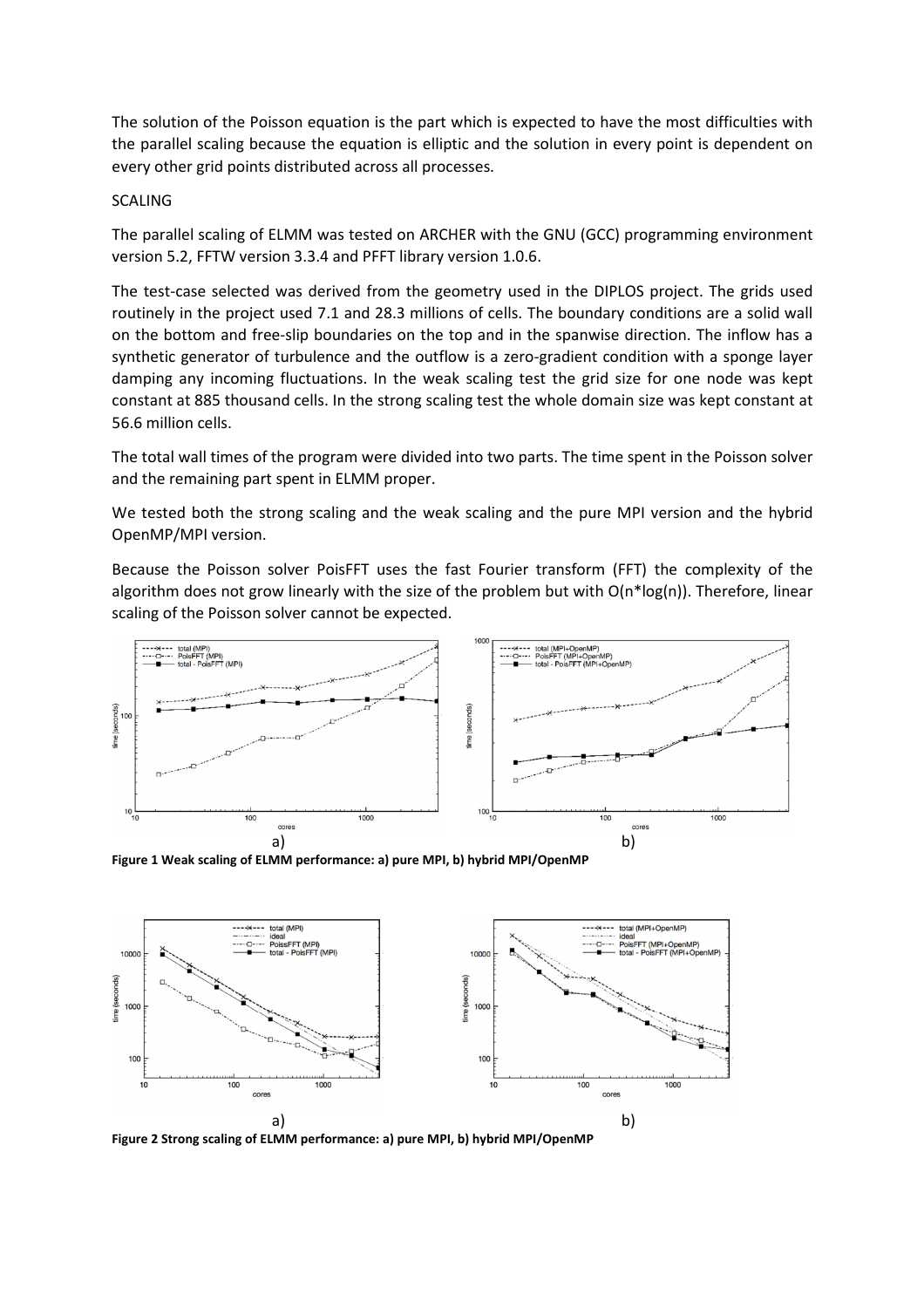The solution of the Poisson equation is the part which is expected to have the most difficulties with the parallel scaling because the equation is elliptic and the solution in every point is dependent on every other grid points distributed across all processes.

## SCALING

The parallel scaling of ELMM was tested on ARCHER with the GNU (GCC) programming environment version 5.2, FFTW version 3.3.4 and PFFT library version 1.0.6.

The test-case selected was derived from the geometry used in the DIPLOS project. The grids used routinely in the project used 7.1 and 28.3 millions of cells. The boundary conditions are a solid wall on the bottom and free-slip boundaries on the top and in the spanwise direction. The inflow has a synthetic generator of turbulence and the outflow is a zero-gradient condition with a sponge layer damping any incoming fluctuations. In the weak scaling test the grid size for one node was kept constant at 885 thousand cells. In the strong scaling test the whole domain size was kept constant at 56.6 million cells.

The total wall times of the program were divided into two parts. The time spent in the Poisson solver and the remaining part spent in ELMM proper.

We tested both the strong scaling and the weak scaling and the pure MPI version and the hybrid OpenMP/MPI version.

Because the Poisson solver PoisFFT uses the fast Fourier transform (FFT) the complexity of the algorithm does not grow linearly with the size of the problem but with O(n*log(n)). Therefore, linear scaling of the Poisson solver cannot be expected.

**Figure 1 Weak scaling of ELMM performance: a) pure MPI, b) hybrid MPI/OpenMP**

**Figure 2 Strong scaling of ELMM performance: a) pure MPI, b) hybrid MPI/OpenMP**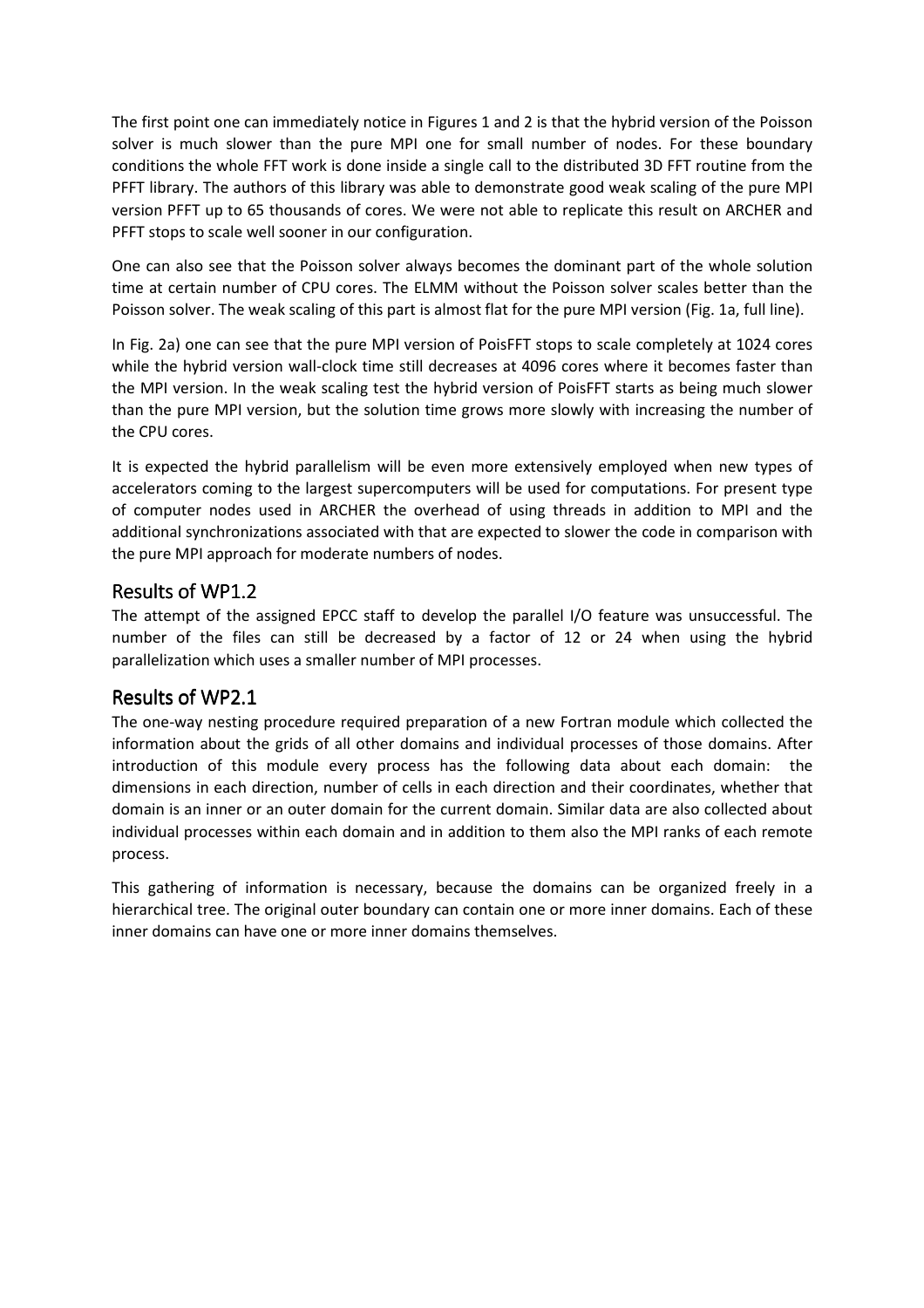The first point one can immediately notice in Figures 1 and 2 is that the hybrid version of the Poisson solver is much slower than the pure MPI one for small number of nodes. For these boundary conditions the whole FFT work is done inside a single call to the distributed 3D FFT routine from the PFFT library. The authors of this library was able to demonstrate good weak scaling of the pure MPI version PFFT up to 65 thousands of cores. We were not able to replicate this result on ARCHER and PFFT stops to scale well sooner in our configuration.

One can also see that the Poisson solver always becomes the dominant part of the whole solution time at certain number of CPU cores. The ELMM without the Poisson solver scales better than the Poisson solver. The weak scaling of this part is almost flat for the pure MPI version (Fig. 1a, full line).

In Fig. 2a) one can see that the pure MPI version of PoisFFT stops to scale completely at 1024 cores while the hybrid version wall-clock time still decreases at 4096 cores where it becomes faster than the MPI version. In the weak scaling test the hybrid version of PoisFFT starts as being much slower than the pure MPI version, but the solution time grows more slowly with increasing the number of the CPU cores.

It is expected the hybrid parallelism will be even more extensively employed when new types of accelerators coming to the largest supercomputers will be used for computations. For present type of computer nodes used in ARCHER the overhead of using threads in addition to MPI and the additional synchronizations associated with that are expected to slower the code in comparison with the pure MPI approach for moderate numbers of nodes.

## Results of WP1.2

The attempt of the assigned EPCC staff to develop the parallel I/O feature was unsuccessful. The number of the files can still be decreased by a factor of 12 or 24 when using the hybrid parallelization which uses a smaller number of MPI processes.

## Results of WP2.1

The one-way nesting procedure required preparation of a new Fortran module which collected the information about the grids of all other domains and individual processes of those domains. After introduction of this module every process has the following data about each domain: the dimensions in each direction, number of cells in each direction and their coordinates, whether that domain is an inner or an outer domain for the current domain. Similar data are also collected about individual processes within each domain and in addition to them also the MPI ranks of each remote process.

This gathering of information is necessary, because the domains can be organized freely in a hierarchical tree. The original outer boundary can contain one or more inner domains. Each of these inner domains can have one or more inner domains themselves.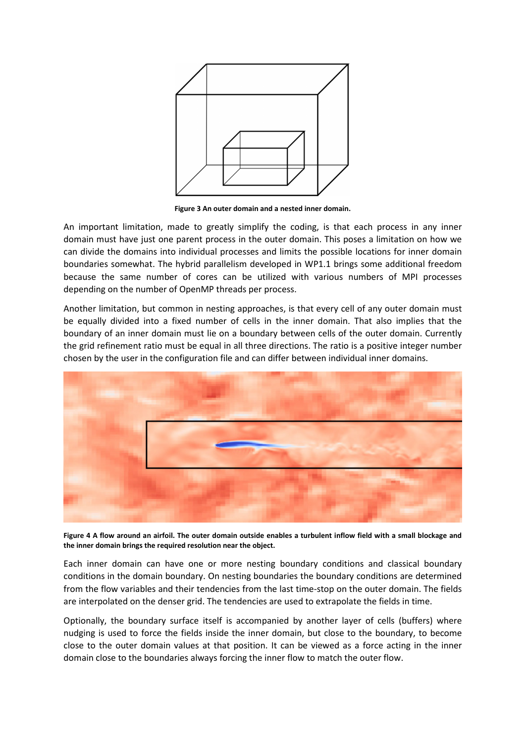**Figure 3 An outer domain and a nested inner domain.**

An important limitation, made to greatly simplify the coding, is that each process in any inner domain must have just one parent process in the outer domain. This poses a limitation on how we can divide the domains into individual processes and limits the possible locations for inner domain boundaries somewhat. The hybrid parallelism developed in WP1.1 brings some additional freedom because the same number of cores can be utilized with various numbers of MPI processes depending on the number of OpenMP threads per process.

Another limitation, but common in nesting approaches, is that every cell of any outer domain must be equally divided into a fixed number of cells in the inner domain. That also implies that the boundary of an inner domain must lie on a boundary between cells of the outer domain. Currently the grid refinement ratio must be equal in all three directions. The ratio is a positive integer number chosen by the user in the configuration file and can differ between individual inner domains.

**Figure 4 A flow around an airfoil. The outer domain outside enables a turbulent inflow field with a small blockage and the inner domain brings the required resolution near the object.**

Each inner domain can have one or more nesting boundary conditions and classical boundary conditions in the domain boundary. On nesting boundaries the boundary conditions are determined from the flow variables and their tendencies from the last time-stop on the outer domain. The fields are interpolated on the denser grid. The tendencies are used to extrapolate the fields in time.

Optionally, the boundary surface itself is accompanied by another layer of cells (buffers) where nudging is used to force the fields inside the inner domain, but close to the boundary, to become close to the outer domain values at that position. It can be viewed as a force acting in the inner domain close to the boundaries always forcing the inner flow to match the outer flow.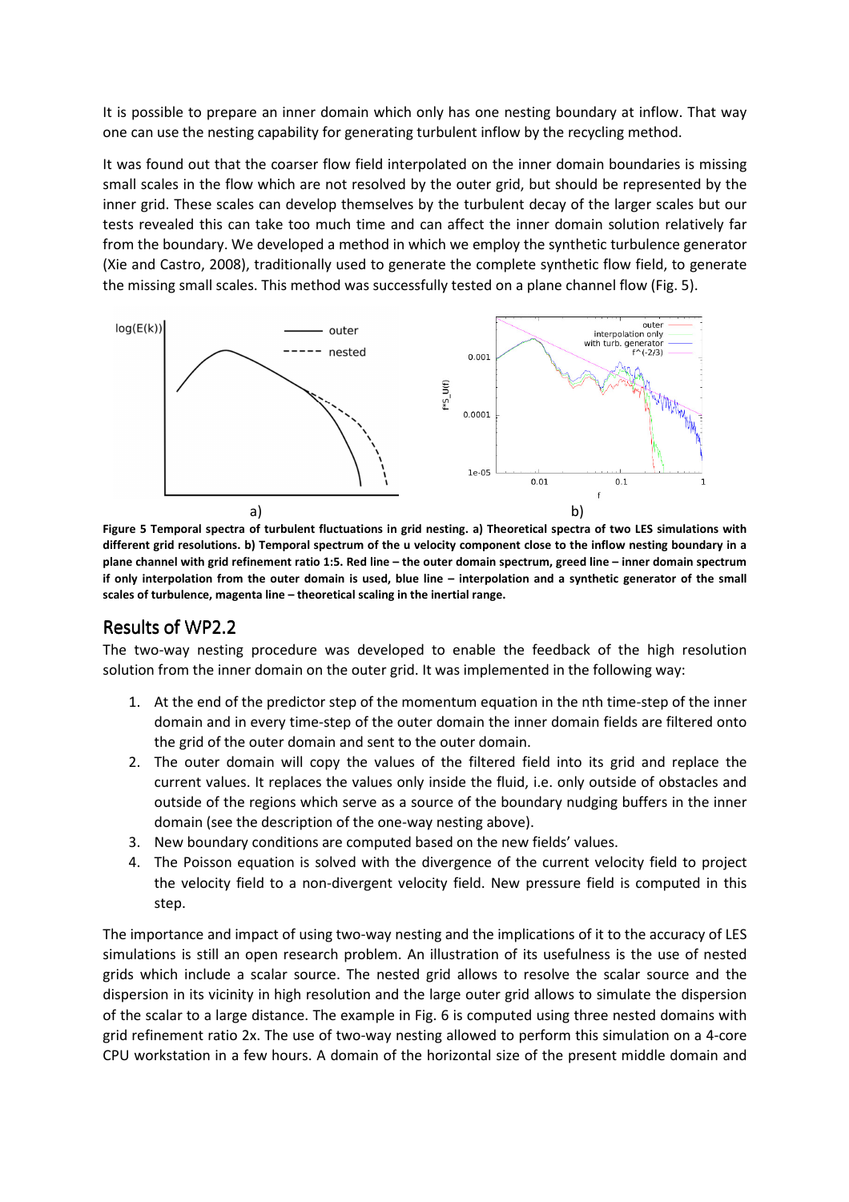It is possible to prepare an inner domain which only has one nesting boundary at inflow. That way one can use the nesting capability for generating turbulent inflow by the recycling method.

It was found out that the coarser flow field interpolated on the inner domain boundaries is missing small scales in the flow which are not resolved by the outer grid, but should be represented by the inner grid. These scales can develop themselves by the turbulent decay of the larger scales but our tests revealed this can take too much time and can affect the inner domain solution relatively far from the boundary. We developed a method in which we employ the synthetic turbulence generator (Xie and Castro, 2008), traditionally used to generate the complete synthetic flow field, to generate the missing small scales. This method was successfully tested on a plane channel flow (Fig. 5).

**Figure 5 Temporal spectra of turbulent fluctuations in grid nesting. a) Theoretical spectra of two LES simulations with different grid resolutions. b) Temporal spectrum of the u velocity component close to the inflow nesting boundary in a plane channel with grid refinement ratio 1:5. Red line – the outer domain spectrum, greed line – inner domain spectrum if only interpolation from the outer domain is used, blue line – interpolation and a synthetic generator of the small scales of turbulence, magenta line – theoretical scaling in the inertial range.**

## Results of WP2.2

The two-way nesting procedure was developed to enable the feedback of the high resolution solution from the inner domain on the outer grid. It was implemented in the following way:

1. At the end of the predictor step of the momentum equation in the nth time-step of the inner domain and in every time-step of the outer domain the inner domain fields are filtered onto the grid of the outer domain and sent to the outer domain.
2. The outer domain will copy the values of the filtered field into its grid and replace the current values. It replaces the values only inside the fluid, i.e. only outside of obstacles and outside of the regions which serve as a source of the boundary nudging buffers in the inner domain (see the description of the one-way nesting above).
3. New boundary conditions are computed based on the new fields' values.
4. The Poisson equation is solved with the divergence of the current velocity field to project the velocity field to a non-divergent velocity field. New pressure field is computed in this step.

The importance and impact of using two-way nesting and the implications of it to the accuracy of LES simulations is still an open research problem. An illustration of its usefulness is the use of nested grids which include a scalar source. The nested grid allows to resolve the scalar source and the dispersion in its vicinity in high resolution and the large outer grid allows to simulate the dispersion of the scalar to a large distance. The example in Fig. 6 is computed using three nested domains with grid refinement ratio 2x. The use of two-way nesting allowed to perform this simulation on a 4-core CPU workstation in a few hours. A domain of the horizontal size of the present middle domain and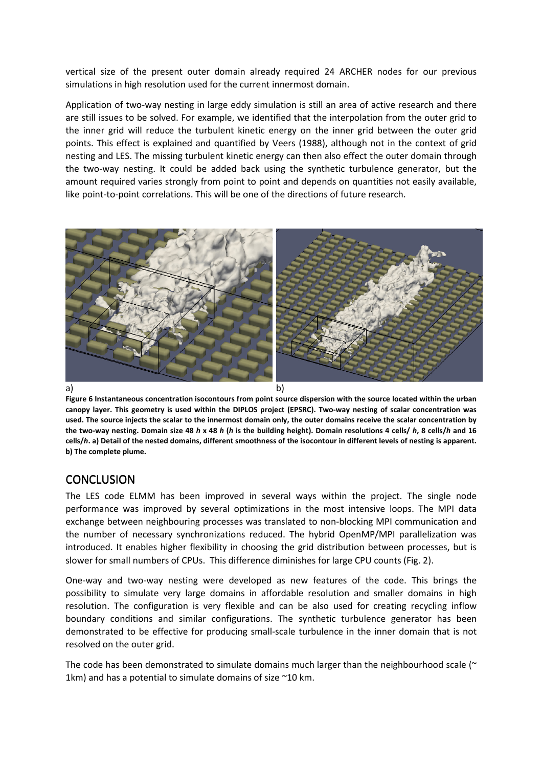vertical size of the present outer domain already required 24 ARCHER nodes for our previous simulations in high resolution used for the current innermost domain.

Application of two-way nesting in large eddy simulation is still an area of active research and there are still issues to be solved. For example, we identified that the interpolation from the outer grid to the inner grid will reduce the turbulent kinetic energy on the inner grid between the outer grid points. This effect is explained and quantified by Veers (1988), although not in the context of grid nesting and LES. The missing turbulent kinetic energy can then also effect the outer domain through the two-way nesting. It could be added back using the synthetic turbulence generator, but the amount required varies strongly from point to point and depends on quantities not easily available, like point-to-point correlations. This will be one of the directions of future research.

a) b)

**Figure 6 Instantaneous concentration isocontours from point source dispersion with the source located within the urban canopy layer. This geometry is used within the DIPLOS project (EPSRC). Two-way nesting of scalar concentration was used. The source injects the scalar to the innermost domain only, the outer domains receive the scalar concentration by the two-way nesting. Domain size 48 *h* x 48 *h* (*h* is the building height). Domain resolutions 4 cells/ *h*, 8 cells/*h* and 16 cells/*h*. a) Detail of the nested domains, different smoothness of the isocontour in different levels of nesting is apparent. b) The complete plume.**

# CONCLUSION

The LES code ELMM has been improved in several ways within the project. The single node performance was improved by several optimizations in the most intensive loops. The MPI data exchange between neighbouring processes was translated to non-blocking MPI communication and the number of necessary synchronizations reduced. The hybrid OpenMP/MPI parallelization was introduced. It enables higher flexibility in choosing the grid distribution between processes, but is slower for small numbers of CPUs. This difference diminishes for large CPU counts (Fig. 2).

One-way and two-way nesting were developed as new features of the code. This brings the possibility to simulate very large domains in affordable resolution and smaller domains in high resolution. The configuration is very flexible and can be also used for creating recycling inflow boundary conditions and similar configurations. The synthetic turbulence generator has been demonstrated to be effective for producing small-scale turbulence in the inner domain that is not resolved on the outer grid.

The code has been demonstrated to simulate domains much larger than the neighbourhood scale (~ 1km) and has a potential to simulate domains of size ~10 km.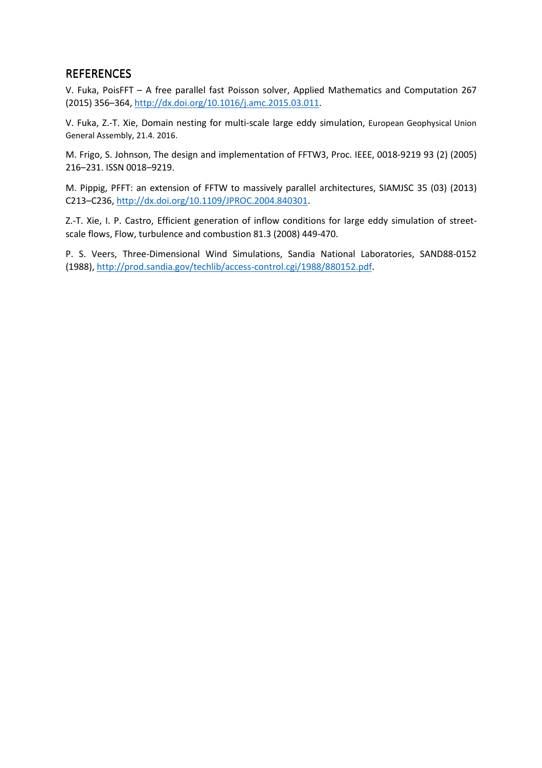## REFERENCES

V. Fuka, PoisFFT – A free parallel fast Poisson solver, Applied Mathematics and Computation 267 (2015) 356–364, http://dx.doi.org/10.1016/j.amc.2015.03.011.

V. Fuka, Z.-T. Xie, Domain nesting for multi-scale large eddy simulation, European Geophysical Union General Assembly, 21.4. 2016.

M. Frigo, S. Johnson, The design and implementation of FFTW3, Proc. IEEE, 0018-9219 93 (2) (2005) 216–231. ISSN 0018–9219.

M. Pippig, PFFT: an extension of FFTW to massively parallel architectures, SIAMJSC 35 (03) (2013) C213–C236, http://dx.doi.org/10.1109/JPROC.2004.840301.

Z.-T. Xie, I. P. Castro, Efficient generation of inflow conditions for large eddy simulation of street-scale flows, Flow, turbulence and combustion 81.3 (2008) 449-470.

P. S. Veers, Three-Dimensional Wind Simulations, Sandia National Laboratories, SAND88-0152 (1988), http://prod.sandia.gov/techlib/access-control.cgi/1988/880152.pdf.